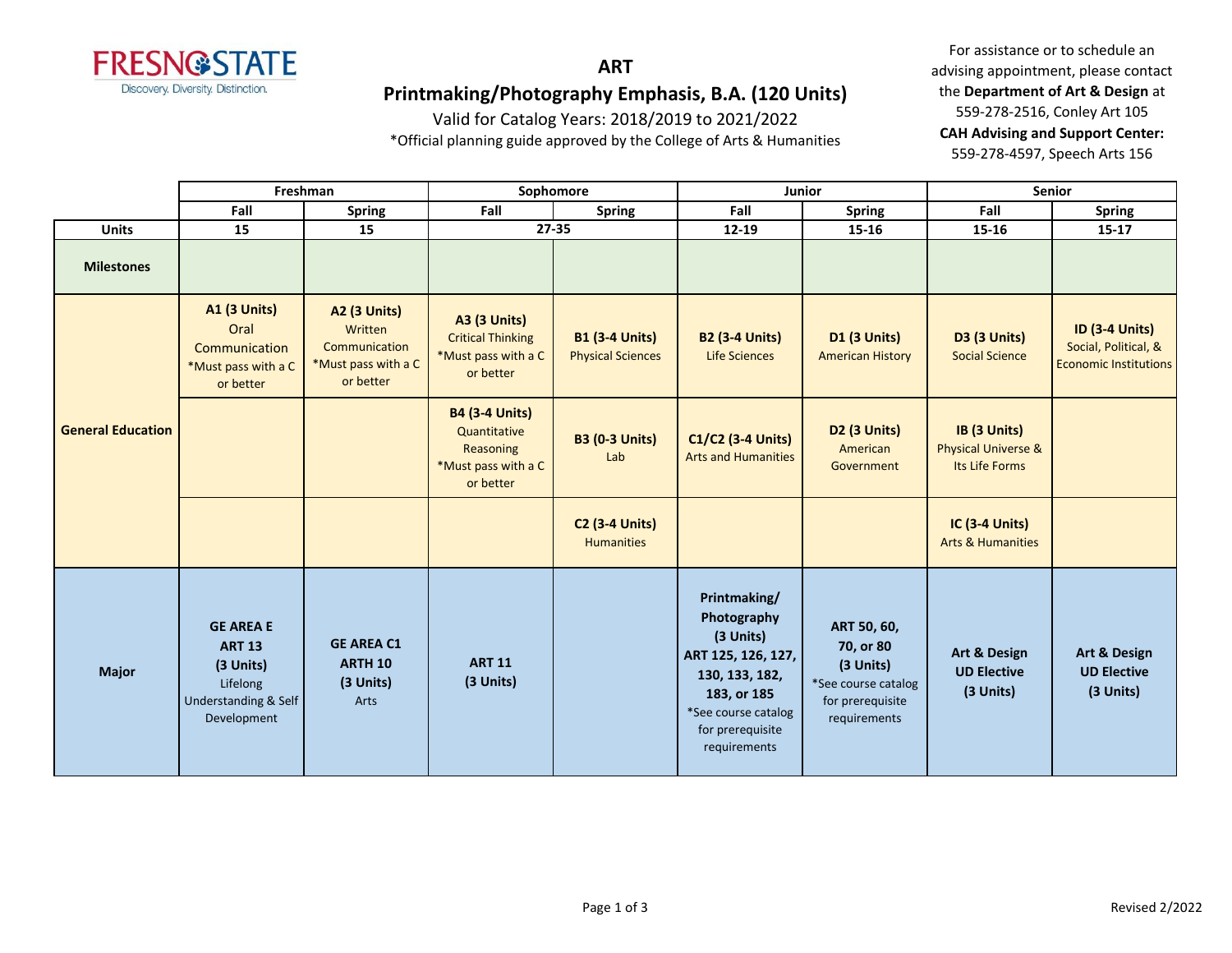**FRESNO STATE**
Discovery. Diversity. Distinction.

# ART

## Printmaking/Photography Emphasis, B.A. (120 Units)

Valid for Catalog Years: 2018/2019 to 2021/2022

*Official planning guide approved by the College of Arts & Humanities

For assistance or to schedule an advising appointment, please contact the **Department of Art & Design** at 559-278-2516, Conley Art 105
**CAH Advising and Support Center:** 559-278-4597, Speech Arts 156

| | Freshman | | Sophomore | | Junior | | Senior | |
|---|---|---|---|---|---|---|---|---|
| | Fall | Spring | Fall | Spring | Fall | Spring | Fall | Spring |
| **Units** | 15 | 15 | 27-35 | | 12-19 | 15-16 | 15-16 | 15-17 |
| **Milestones** | | | | | | | | |
| **General Education** | **A1 (3 Units)** Oral Communication *Must pass with a C or better | **A2 (3 Units)** Written Communication *Must pass with a C or better | **A3 (3 Units)** Critical Thinking *Must pass with a C or better | **B1 (3-4 Units)** Physical Sciences | **B2 (3-4 Units)** Life Sciences | **D1 (3 Units)** American History | **D3 (3 Units)** Social Science | **ID (3-4 Units)** Social, Political, & Economic Institutions |
| | | | **B4 (3-4 Units)** Quantitative Reasoning *Must pass with a C or better | **B3 (0-3 Units)** Lab | **C1/C2 (3-4 Units)** Arts and Humanities | **D2 (3 Units)** American Government | **IB (3 Units)** Physical Universe & Its Life Forms | |
| | | | | **C2 (3-4 Units)** Humanities | | | **IC (3-4 Units)** Arts & Humanities | |
| **Major** | **GE AREA E ART 13 (3 Units)** Lifelong Understanding & Self Development | **GE AREA C1 ARTH 10 (3 Units)** Arts | **ART 11 (3 Units)** | | **Printmaking/ Photography (3 Units) ART 125, 126, 127, 130, 133, 182, 183, or 185** *See course catalog for prerequisite requirements | **ART 50, 60, 70, or 80 (3 Units)** *See course catalog for prerequisite requirements | **Art & Design UD Elective (3 Units)** | **Art & Design UD Elective (3 Units)** |

Revised 2/2022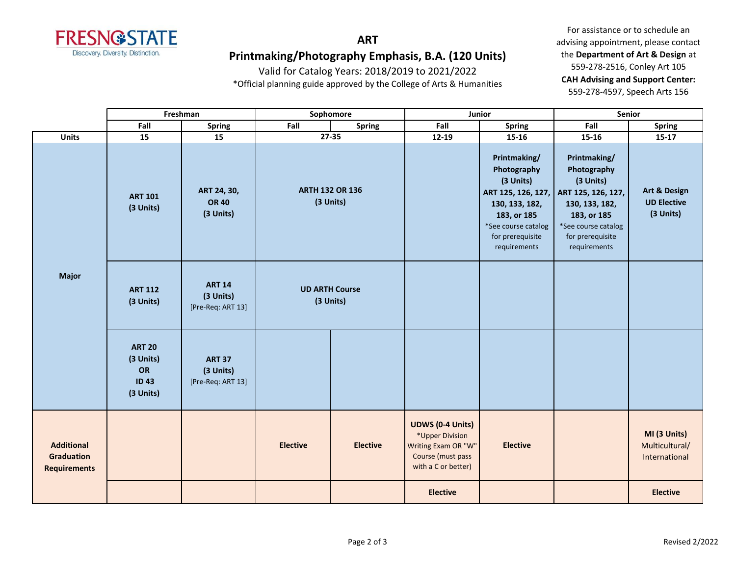FRESNO STATE
Discovery. Diversity. Distinction.

# ART

## Printmaking/Photography Emphasis, B.A. (120 Units)

Valid for Catalog Years: 2018/2019 to 2021/2022

*Official planning guide approved by the College of Arts & Humanities

For assistance or to schedule an advising appointment, please contact the **Department of Art & Design** at 559-278-2516, Conley Art 105
**CAH Advising and Support Center:** 559-278-4597, Speech Arts 156

| | Freshman | | Sophomore | | Junior | | Senior | |
|---|---|---|---|---|---|---|---|---|
| | Fall | Spring | Fall | Spring | Fall | Spring | Fall | Spring |
| **Units** | 15 | 15 | 27-35 | | 12-19 | 15-16 | 15-16 | 15-17 |
| **Major** | **ART 101 (3 Units)** | **ART 24, 30, OR 40 (3 Units)** | **ARTH 132 OR 136 (3 Units)** | | | **Printmaking/ Photography (3 Units) ART 125, 126, 127, 130, 133, 182, 183, or 185** *See course catalog for prerequisite requirements | **Printmaking/ Photography (3 Units) ART 125, 126, 127, 130, 133, 182, 183, or 185** *See course catalog for prerequisite requirements | **Art & Design UD Elective (3 Units)** |
| | **ART 112 (3 Units)** | **ART 14 (3 Units)** [Pre-Req: ART 13] | **UD ARTH Course (3 Units)** | | | | | |
| | **ART 20 (3 Units) OR ID 43 (3 Units)** | **ART 37 (3 Units)** [Pre-Req: ART 13] | | | | | | |
| **Additional Graduation Requirements** | | | **Elective** | **Elective** | **UDWS (0-4 Units)** *Upper Division Writing Exam OR "W" Course (must pass with a C or better) | **Elective** | | **MI (3 Units)** Multicultural/ International |
| | | | | | **Elective** | | | **Elective** |

Revised 2/2022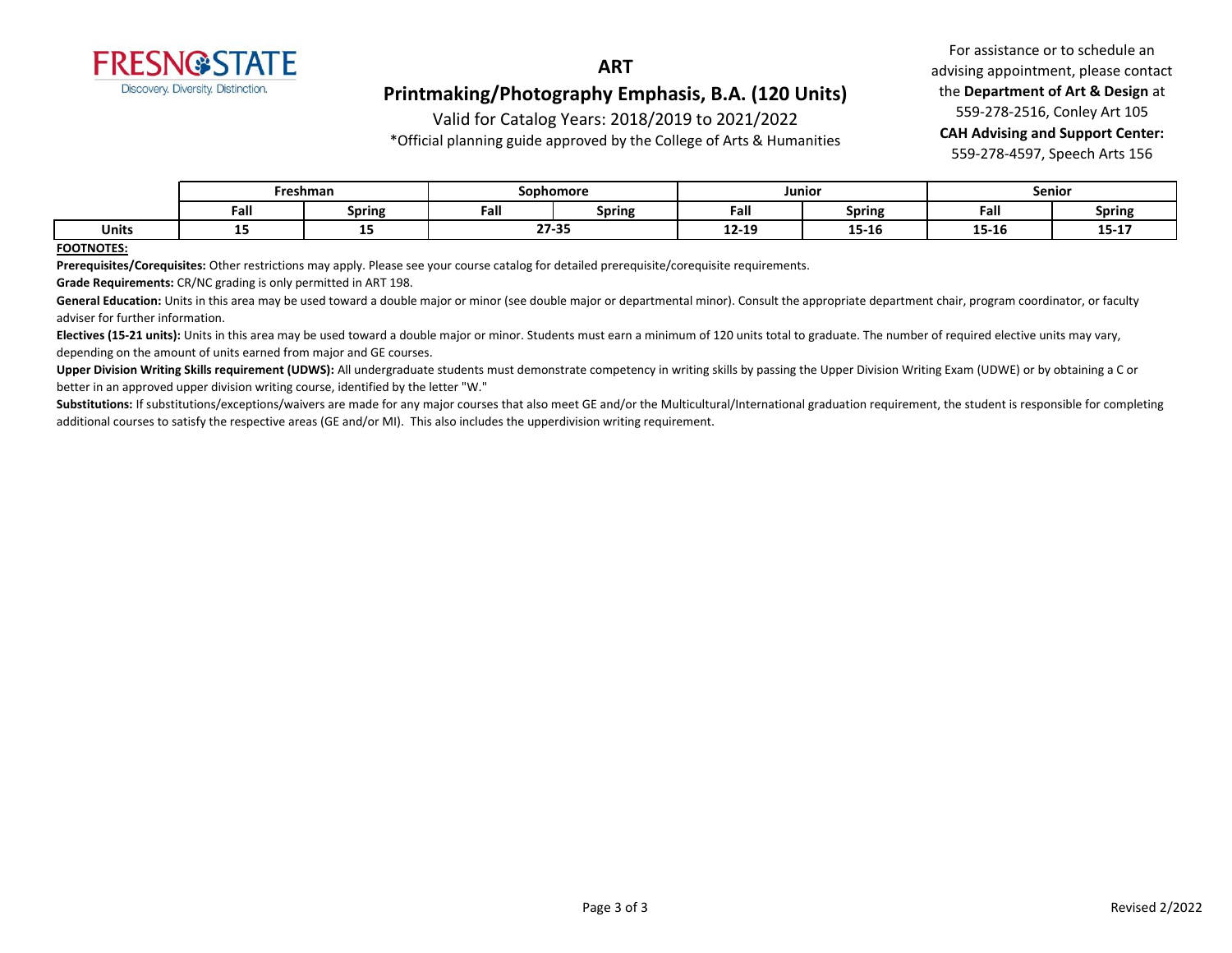FRESNO STATE

Discovery. Diversity. Distinction.

# ART

## Printmaking/Photography Emphasis, B.A. (120 Units)

Valid for Catalog Years: 2018/2019 to 2021/2022

*Official planning guide approved by the College of Arts & Humanities

For assistance or to schedule an advising appointment, please contact the **Department of Art & Design** at 559-278-2516, Conley Art 105

**CAH Advising and Support Center:** 559-278-4597, Speech Arts 156

| | Freshman | | Sophomore | | Junior | | Senior | |
|---|---|---|---|---|---|---|---|---|
| | Fall | Spring | Fall | Spring | Fall | Spring | Fall | Spring |
| **Units** | 15 | 15 | 27-35 | | 12-19 | 15-16 | 15-16 | 15-17 |

**FOOTNOTES:**

**Prerequisites/Corequisites:** Other restrictions may apply. Please see your course catalog for detailed prerequisite/corequisite requirements.

**Grade Requirements:** CR/NC grading is only permitted in ART 198.

**General Education:** Units in this area may be used toward a double major or minor (see double major or departmental minor). Consult the appropriate department chair, program coordinator, or faculty adviser for further information.

**Electives (15-21 units):** Units in this area may be used toward a double major or minor. Students must earn a minimum of 120 units total to graduate. The number of required elective units may vary, depending on the amount of units earned from major and GE courses.

**Upper Division Writing Skills requirement (UDWS):** All undergraduate students must demonstrate competency in writing skills by passing the Upper Division Writing Exam (UDWE) or by obtaining a C or better in an approved upper division writing course, identified by the letter "W."

**Substitutions:** If substitutions/exceptions/waivers are made for any major courses that also meet GE and/or the Multicultural/International graduation requirement, the student is responsible for completing additional courses to satisfy the respective areas (GE and/or MI). This also includes the upperdivision writing requirement.

Revised 2/2022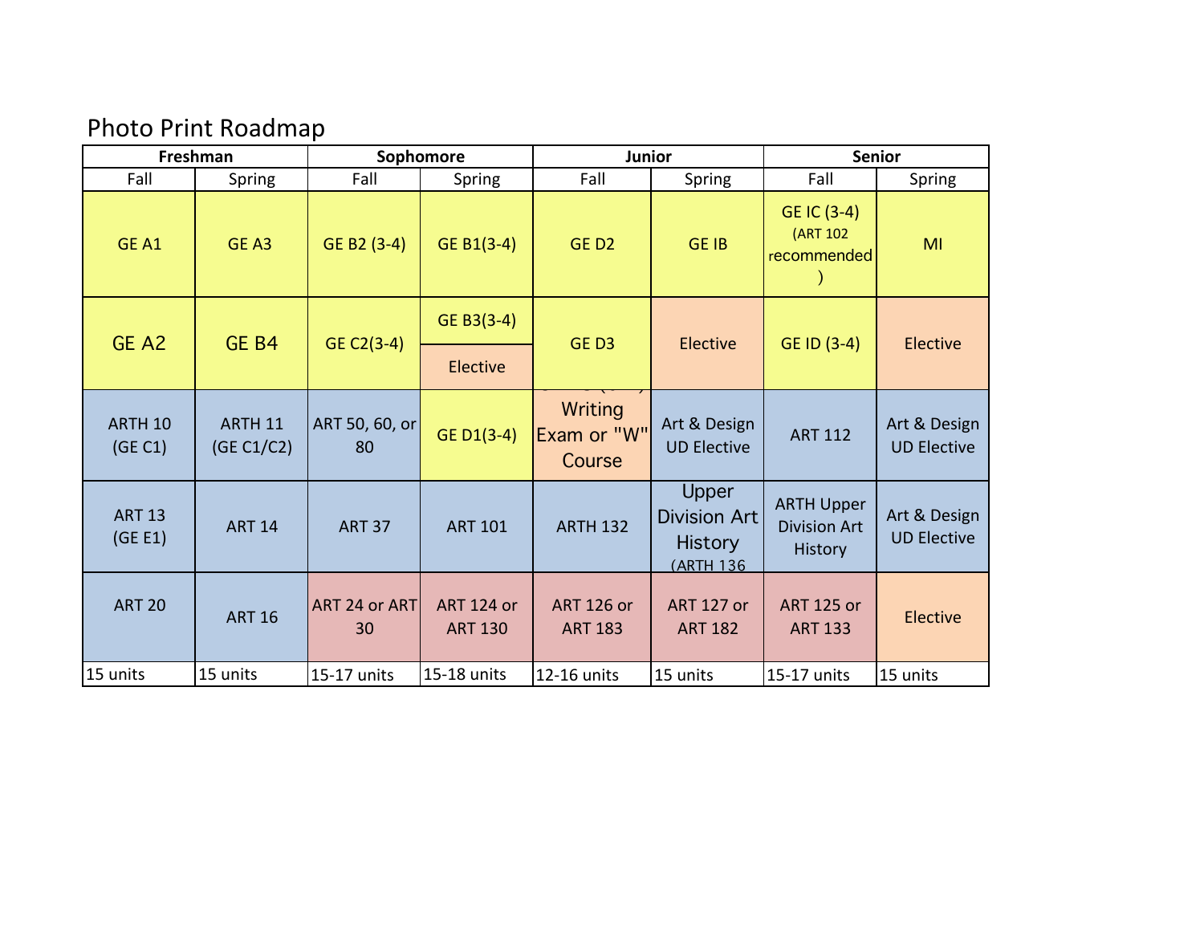# Photo Print Roadmap

| Freshman | | Sophomore | | Junior | | Senior | |
|---|---|---|---|---|---|---|---|
| Fall | Spring | Fall | Spring | Fall | Spring | Fall | Spring |
| GE A1 | GE A3 | GE B2 (3-4) | GE B1(3-4) | GE D2 | GE IB | GE IC (3-4) (ART 102 recommended) | MI |
| GE A2 | GE B4 | GE C2(3-4) | GE B3(3-4) / Elective | GE D3 | Elective | GE ID (3-4) | Elective |
| ARTH 10 (GE C1) | ARTH 11 (GE C1/C2) | ART 50, 60, or 80 | GE D1(3-4) | Writing Exam or "W" Course | Art & Design UD Elective | ART 112 | Art & Design UD Elective |
| ART 13 (GE E1) | ART 14 | ART 37 | ART 101 | ARTH 132 | Upper Division Art History (ARTH 136 | ARTH Upper Division Art History | Art & Design UD Elective |
| ART 20 | ART 16 | ART 24 or ART 30 | ART 124 or ART 130 | ART 126 or ART 183 | ART 127 or ART 182 | ART 125 or ART 133 | Elective |
| 15 units | 15 units | 15-17 units | 15-18 units | 12-16 units | 15 units | 15-17 units | 15 units |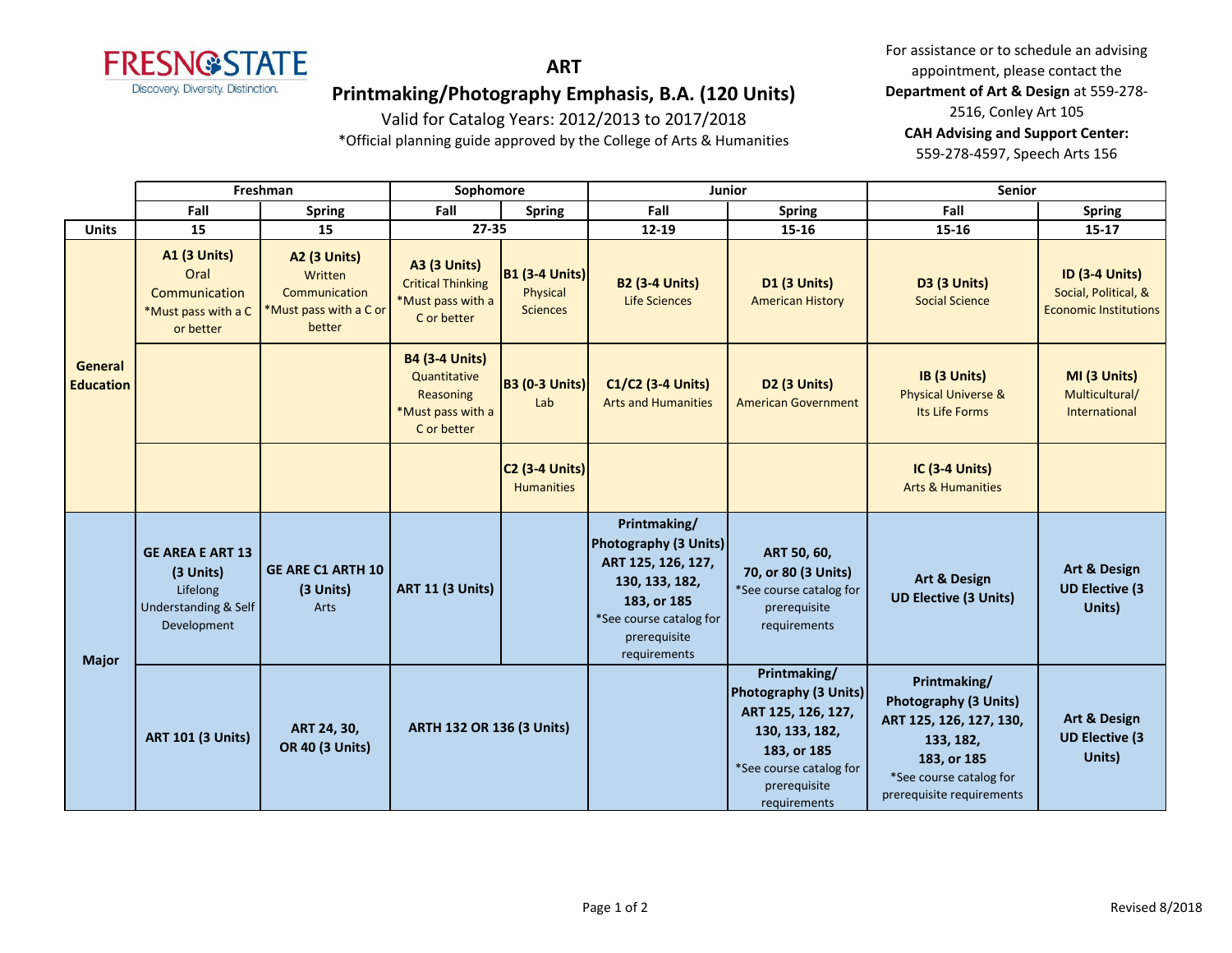# ART

## Printmaking/Photography Emphasis, B.A. (120 Units)

Valid for Catalog Years: 2012/2013 to 2017/2018

*Official planning guide approved by the College of Arts & Humanities

For assistance or to schedule an advising appointment, please contact the **Department of Art & Design** at 559-278-2516, Conley Art 105

**CAH Advising and Support Center:** 559-278-4597, Speech Arts 156

| | Freshman | | Sophomore | | Junior | | Senior | |
|---|---|---|---|---|---|---|---|---|
| | Fall | Spring | Fall | Spring | Fall | Spring | Fall | Spring |
| **Units** | 15 | 15 | 27-35 | | 12-19 | 15-16 | 15-16 | 15-17 |
| **General Education** | **A1 (3 Units)** Oral Communication *Must pass with a C or better | **A2 (3 Units)** Written Communication *Must pass with a C or better | **A3 (3 Units)** Critical Thinking *Must pass with a C or better | **B1 (3-4 Units)** Physical Sciences | **B2 (3-4 Units)** Life Sciences | **D1 (3 Units)** American History | **D3 (3 Units)** Social Science | **ID (3-4 Units)** Social, Political, & Economic Institutions |
| **General Education** | | | **B4 (3-4 Units)** Quantitative Reasoning *Must pass with a C or better | **B3 (0-3 Units)** Lab | **C1/C2 (3-4 Units)** Arts and Humanities | **D2 (3 Units)** American Government | **IB (3 Units)** Physical Universe & Its Life Forms | **MI (3 Units)** Multicultural/ International |
| **General Education** | | | | **C2 (3-4 Units)** Humanities | | | **IC (3-4 Units)** Arts & Humanities | |
| **Major** | **GE AREA E ART 13 (3 Units)** Lifelong Understanding & Self Development | **GE ARE C1 ARTH 10 (3 Units)** Arts | **ART 11 (3 Units)** | | **Printmaking/ Photography (3 Units) ART 125, 126, 127, 130, 133, 182, 183, or 185** *See course catalog for prerequisite requirements | **ART 50, 60, 70, or 80 (3 Units)** *See course catalog for prerequisite requirements | **Art & Design UD Elective (3 Units)** | **Art & Design UD Elective (3 Units)** |
| **Major** | **ART 101 (3 Units)** | **ART 24, 30, OR 40 (3 Units)** | **ARTH 132 OR 136 (3 Units)** | | | **Printmaking/ Photography (3 Units) ART 125, 126, 127, 130, 133, 182, 183, or 185** *See course catalog for prerequisite requirements | **Printmaking/ Photography (3 Units) ART 125, 126, 127, 130, 133, 182, 183, or 185** *See course catalog for prerequisite requirements | **Art & Design UD Elective (3 Units)** |

Revised 8/2018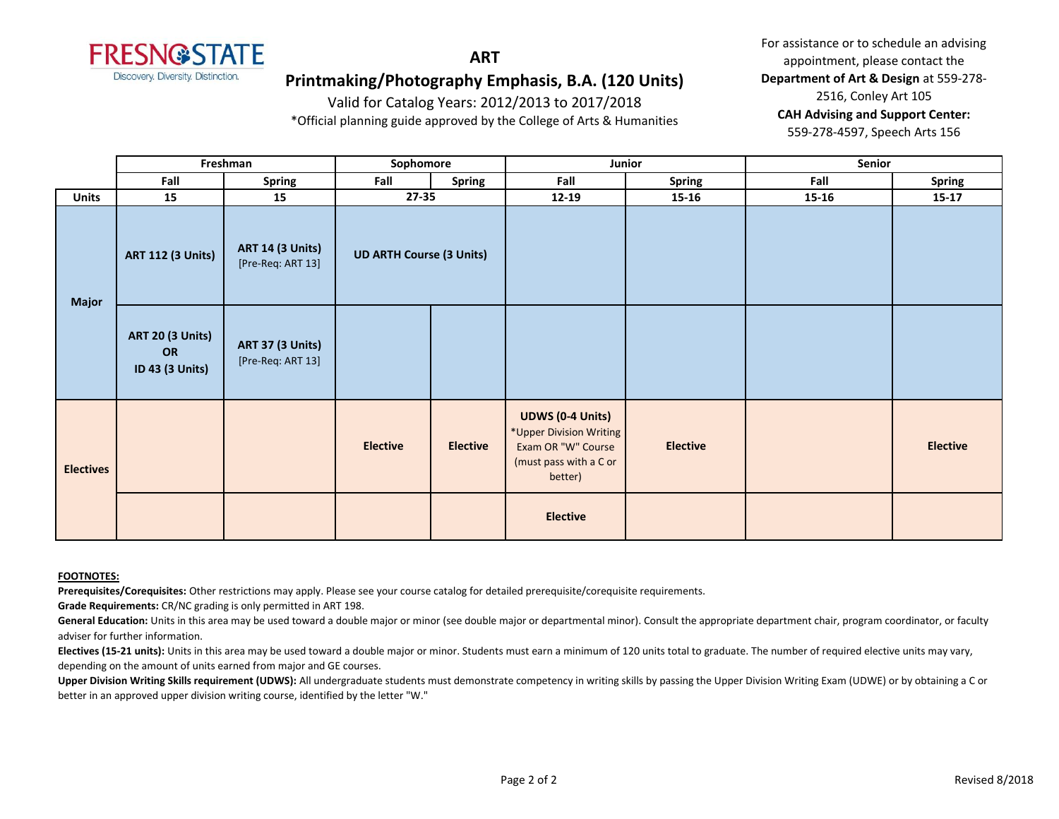# ART

## Printmaking/Photography Emphasis, B.A. (120 Units)

Valid for Catalog Years: 2012/2013 to 2017/2018

*Official planning guide approved by the College of Arts & Humanities

For assistance or to schedule an advising appointment, please contact the **Department of Art & Design** at 559-278-2516, Conley Art 105

**CAH Advising and Support Center:** 559-278-4597, Speech Arts 156

| | Freshman | | Sophomore | | Junior | | Senior | |
|---|---|---|---|---|---|---|---|---|
| | Fall | Spring | Fall | Spring | Fall | Spring | Fall | Spring |
| **Units** | 15 | 15 | 27-35 | | 12-19 | 15-16 | 15-16 | 15-17 |
| **Major** | **ART 112 (3 Units)** | **ART 14 (3 Units)** [Pre-Req: ART 13] | **UD ARTH Course (3 Units)** | | | | | |
| **Major** | **ART 20 (3 Units) OR ID 43 (3 Units)** | **ART 37 (3 Units)** [Pre-Req: ART 13] | | | | | | |
| **Electives** | | | **Elective** | **Elective** | **UDWS (0-4 Units)** *Upper Division Writing Exam OR "W" Course (must pass with a C or better) | **Elective** | | **Elective** |
| **Electives** | | | | | **Elective** | | | |

**FOOTNOTES:**

**Prerequisites/Corequisites:** Other restrictions may apply. Please see your course catalog for detailed prerequisite/corequisite requirements.

**Grade Requirements:** CR/NC grading is only permitted in ART 198.

**General Education:** Units in this area may be used toward a double major or minor (see double major or departmental minor). Consult the appropriate department chair, program coordinator, or faculty adviser for further information.

**Electives (15-21 units):** Units in this area may be used toward a double major or minor. Students must earn a minimum of 120 units total to graduate. The number of required elective units may vary, depending on the amount of units earned from major and GE courses.

**Upper Division Writing Skills requirement (UDWS):** All undergraduate students must demonstrate competency in writing skills by passing the Upper Division Writing Exam (UDWE) or by obtaining a C or better in an approved upper division writing course, identified by the letter "W."

Revised 8/2018